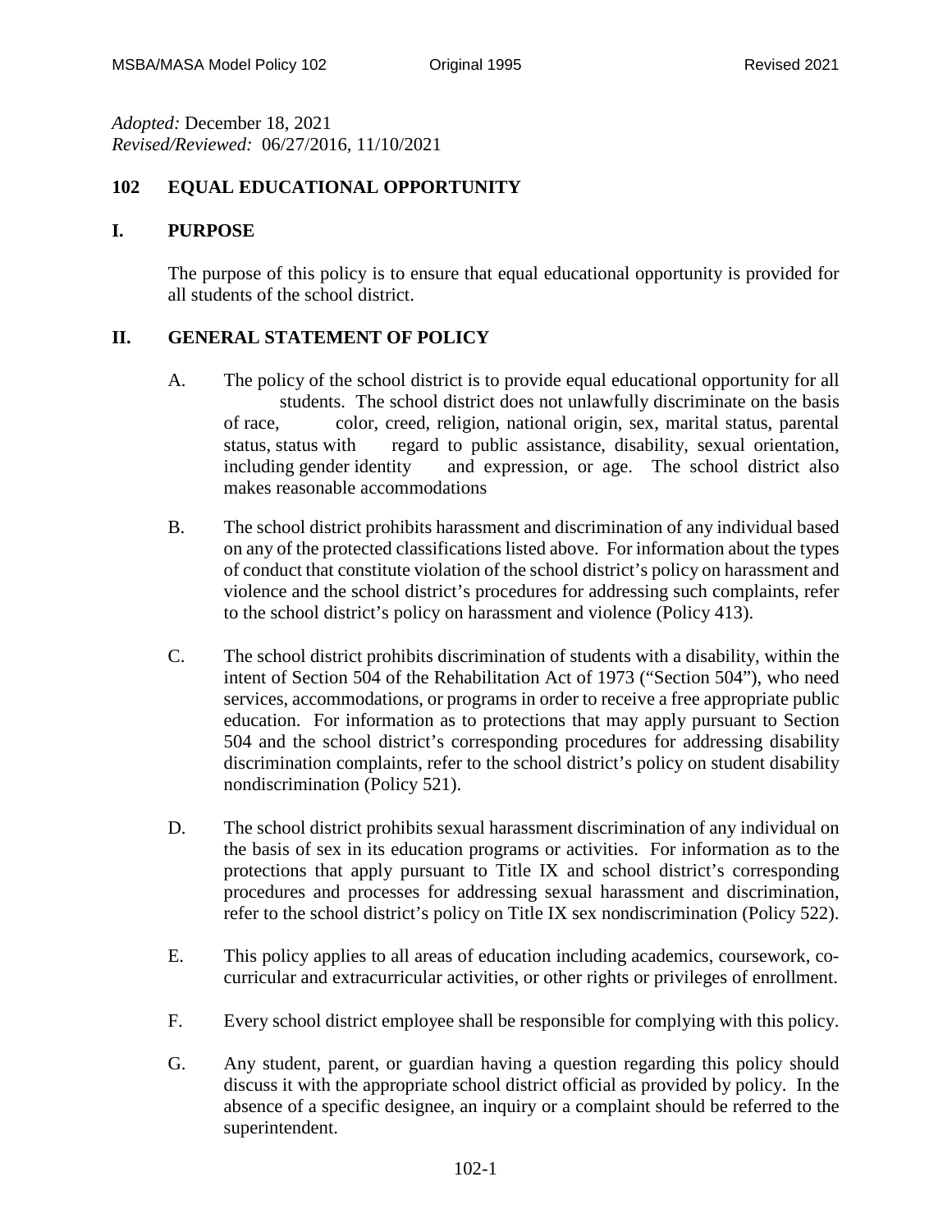*Adopted:* December 18, 2021
*Revised/Reviewed:* 06/27/2016, 11/10/2021

# 102 EQUAL EDUCATIONAL OPPORTUNITY

## I. PURPOSE

The purpose of this policy is to ensure that equal educational opportunity is provided for all students of the school district.

## II. GENERAL STATEMENT OF POLICY

A. The policy of the school district is to provide equal educational opportunity for all students. The school district does not unlawfully discriminate on the basis of race, color, creed, religion, national origin, sex, marital status, parental status, status with regard to public assistance, disability, sexual orientation, including gender identity and expression, or age. The school district also makes reasonable accommodations

B. The school district prohibits harassment and discrimination of any individual based on any of the protected classifications listed above. For information about the types of conduct that constitute violation of the school district's policy on harassment and violence and the school district's procedures for addressing such complaints, refer to the school district's policy on harassment and violence (Policy 413).

C. The school district prohibits discrimination of students with a disability, within the intent of Section 504 of the Rehabilitation Act of 1973 ("Section 504"), who need services, accommodations, or programs in order to receive a free appropriate public education. For information as to protections that may apply pursuant to Section 504 and the school district's corresponding procedures for addressing disability discrimination complaints, refer to the school district's policy on student disability nondiscrimination (Policy 521).

D. The school district prohibits sexual harassment discrimination of any individual on the basis of sex in its education programs or activities. For information as to the protections that apply pursuant to Title IX and school district's corresponding procedures and processes for addressing sexual harassment and discrimination, refer to the school district's policy on Title IX sex nondiscrimination (Policy 522).

E. This policy applies to all areas of education including academics, coursework, co-curricular and extracurricular activities, or other rights or privileges of enrollment.

F. Every school district employee shall be responsible for complying with this policy.

G. Any student, parent, or guardian having a question regarding this policy should discuss it with the appropriate school district official as provided by policy. In the absence of a specific designee, an inquiry or a complaint should be referred to the superintendent.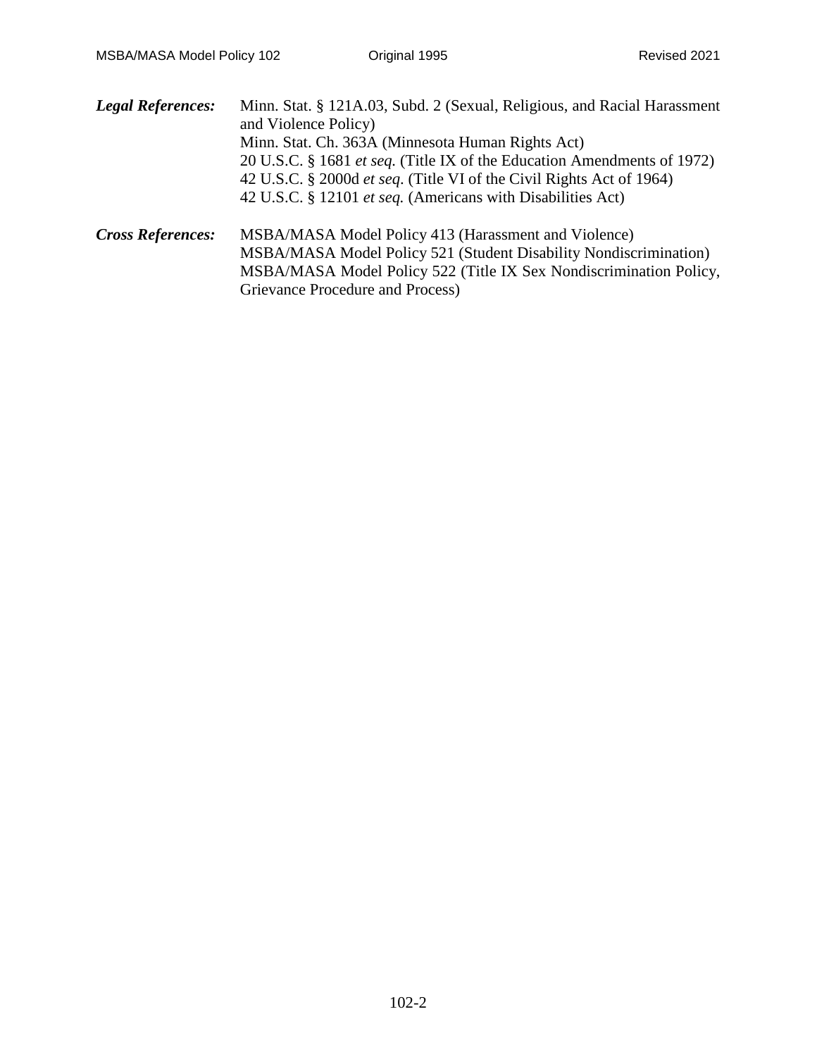***Legal References:*** Minn. Stat. § 121A.03, Subd. 2 (Sexual, Religious, and Racial Harassment and Violence Policy)
Minn. Stat. Ch. 363A (Minnesota Human Rights Act)
20 U.S.C. § 1681 *et seq.* (Title IX of the Education Amendments of 1972)
42 U.S.C. § 2000d *et seq*. (Title VI of the Civil Rights Act of 1964)
42 U.S.C. § 12101 *et seq.* (Americans with Disabilities Act)

***Cross References:*** MSBA/MASA Model Policy 413 (Harassment and Violence)
MSBA/MASA Model Policy 521 (Student Disability Nondiscrimination)
MSBA/MASA Model Policy 522 (Title IX Sex Nondiscrimination Policy, Grievance Procedure and Process)